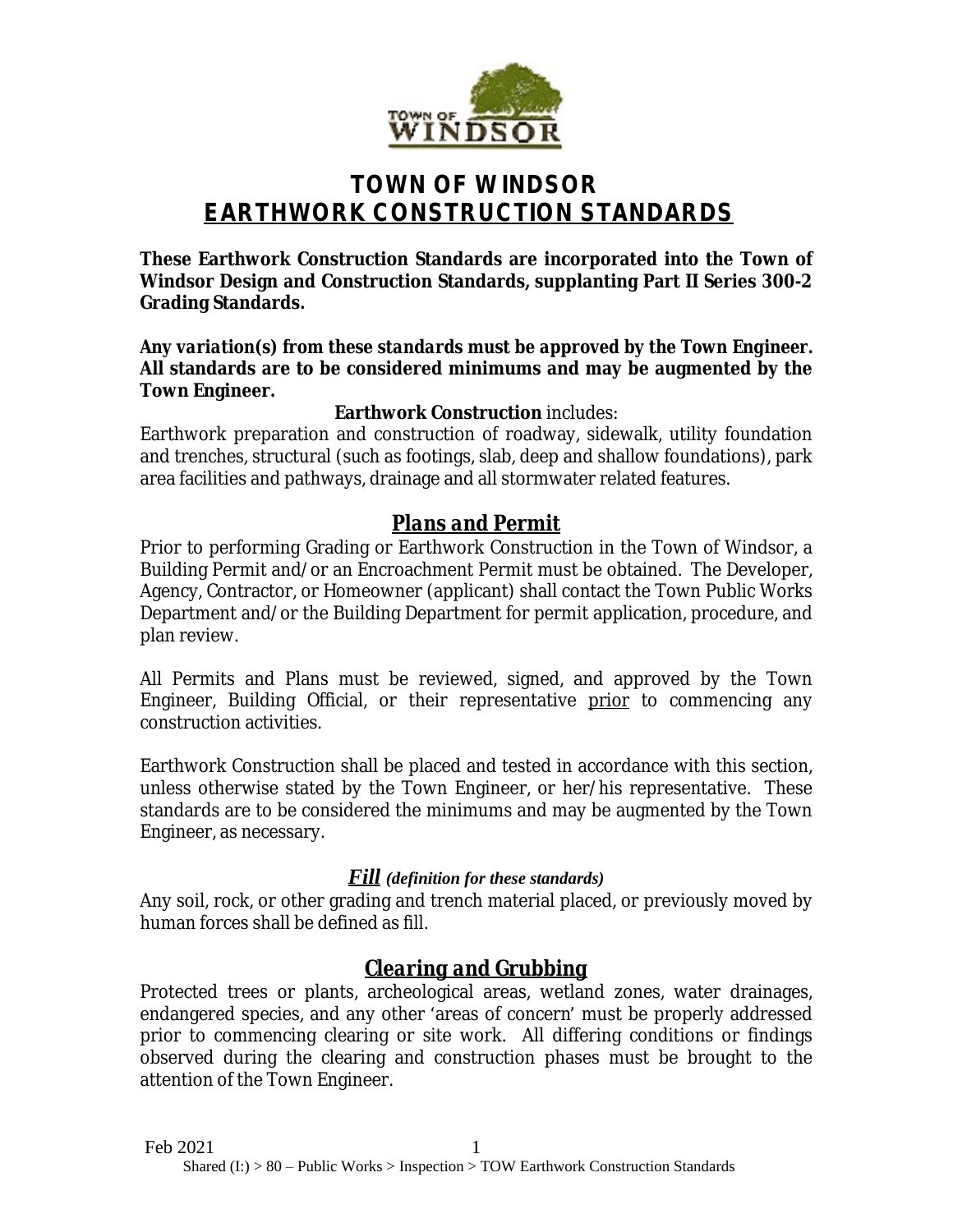# TOWN OF WINDSOR
# EARTHWORK CONSTRUCTION STANDARDS

**These Earthwork Construction Standards are incorporated into the Town of Windsor Design and Construction Standards, supplanting Part II Series 300-2 Grading Standards.**

***Any variation(s) from these standards must be approved by the Town Engineer.*** **All standards are to be considered minimums and may be augmented by the Town Engineer.**

**Earthwork Construction** includes:

Earthwork preparation and construction of roadway, sidewalk, utility foundation and trenches, structural (such as footings, slab, deep and shallow foundations), park area facilities and pathways, drainage and all stormwater related features.

## *Plans and Permit*

Prior to performing Grading or Earthwork Construction in the Town of Windsor, a Building Permit and/or an Encroachment Permit must be obtained. The Developer, Agency, Contractor, or Homeowner (applicant) shall contact the Town Public Works Department and/or the Building Department for permit application, procedure, and plan review.

All Permits and Plans must be reviewed, signed, and approved by the Town Engineer, Building Official, or their representative prior to commencing any construction activities.

Earthwork Construction shall be placed and tested in accordance with this section, unless otherwise stated by the Town Engineer, or her/his representative. These standards are to be considered the minimums and may be augmented by the Town Engineer, as necessary.

### ***Fill*** *(definition for these standards)*

Any soil, rock, or other grading and trench material placed, or previously moved by human forces shall be defined as fill.

## *Clearing and Grubbing*

Protected trees or plants, archeological areas, wetland zones, water drainages, endangered species, and any other 'areas of concern' must be properly addressed prior to commencing clearing or site work. All differing conditions or findings observed during the clearing and construction phases must be brought to the attention of the Town Engineer.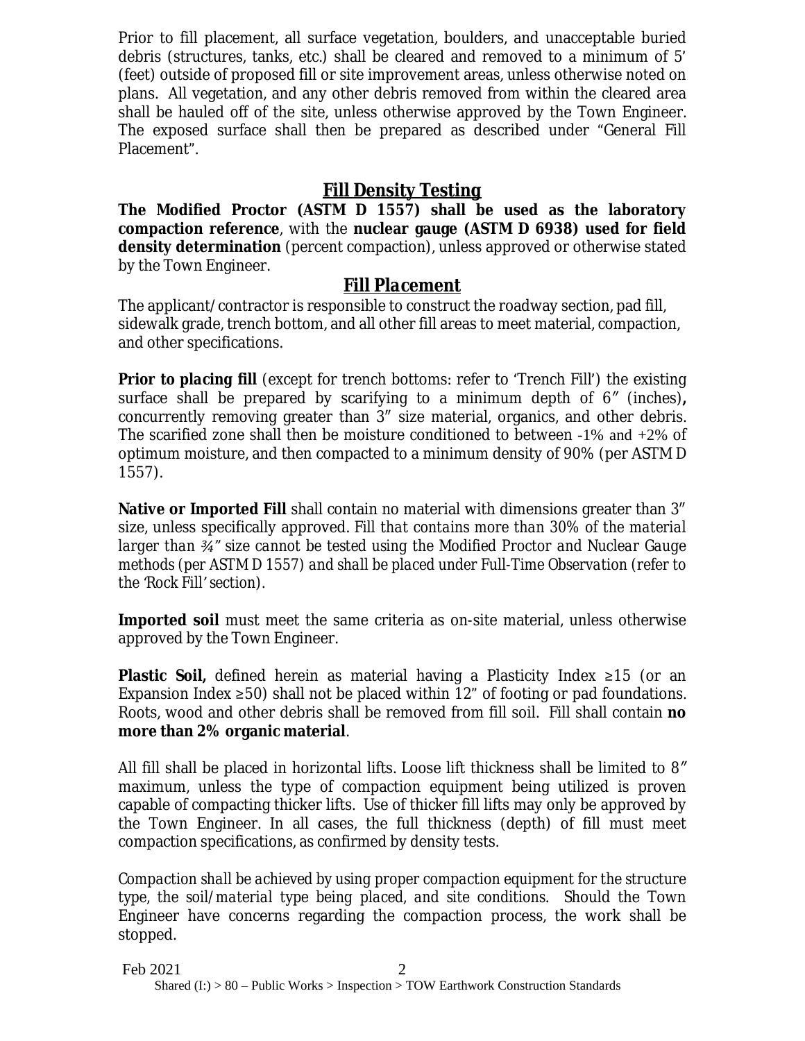Prior to fill placement, all surface vegetation, boulders, and unacceptable buried debris (structures, tanks, etc.) shall be cleared and removed to a minimum of 5' (feet) outside of proposed fill or site improvement areas, unless otherwise noted on plans. All vegetation, and any other debris removed from within the cleared area shall be hauled off of the site, unless otherwise approved by the Town Engineer. The exposed surface shall then be prepared as described under "General Fill Placement".

## Fill Density Testing

**The Modified Proctor (ASTM D 1557) shall be used as the laboratory compaction reference**, with the **nuclear gauge (ASTM D 6938) used for field density determination** (percent compaction), unless approved or otherwise stated by the Town Engineer.

## Fill Placement

The applicant/contractor is responsible to construct the roadway section, pad fill, sidewalk grade, trench bottom, and all other fill areas to meet material, compaction, and other specifications.

**Prior to placing fill** (except for trench bottoms: refer to 'Trench Fill') the existing surface shall be prepared by scarifying to a minimum depth of 6" (inches)**,** concurrently removing greater than 3" size material, organics, and other debris. The scarified zone shall then be moisture conditioned to between -1% and +2% of optimum moisture, and then compacted to a minimum density of 90% (per ASTM D 1557).

**Native or Imported Fill** shall contain no material with dimensions greater than 3" size, unless specifically approved. *Fill that contains more than 30% of the material larger than ¾" size cannot be tested using the Modified Proctor and Nuclear Gauge methods (per ASTM D 1557) and shall be placed under Full-Time Observation (refer to the 'Rock Fill' section).*

**Imported soil** must meet the same criteria as on-site material, unless otherwise approved by the Town Engineer.

**Plastic Soil,** defined herein as material having a Plasticity Index ≥15 (or an Expansion Index ≥50) shall not be placed within 12" of footing or pad foundations. Roots, wood and other debris shall be removed from fill soil. Fill shall contain **no more than 2% organic material**.

All fill shall be placed in horizontal lifts. Loose lift thickness shall be limited to 8" maximum, unless the type of compaction equipment being utilized is proven capable of compacting thicker lifts. Use of thicker fill lifts may only be approved by the Town Engineer. In all cases, the full thickness (depth) of fill must meet compaction specifications, as confirmed by density tests.

*Compaction shall be achieved by using proper compaction equipment for the structure type, the soil/material type being placed, and site conditions.* Should the Town Engineer have concerns regarding the compaction process, the work shall be stopped.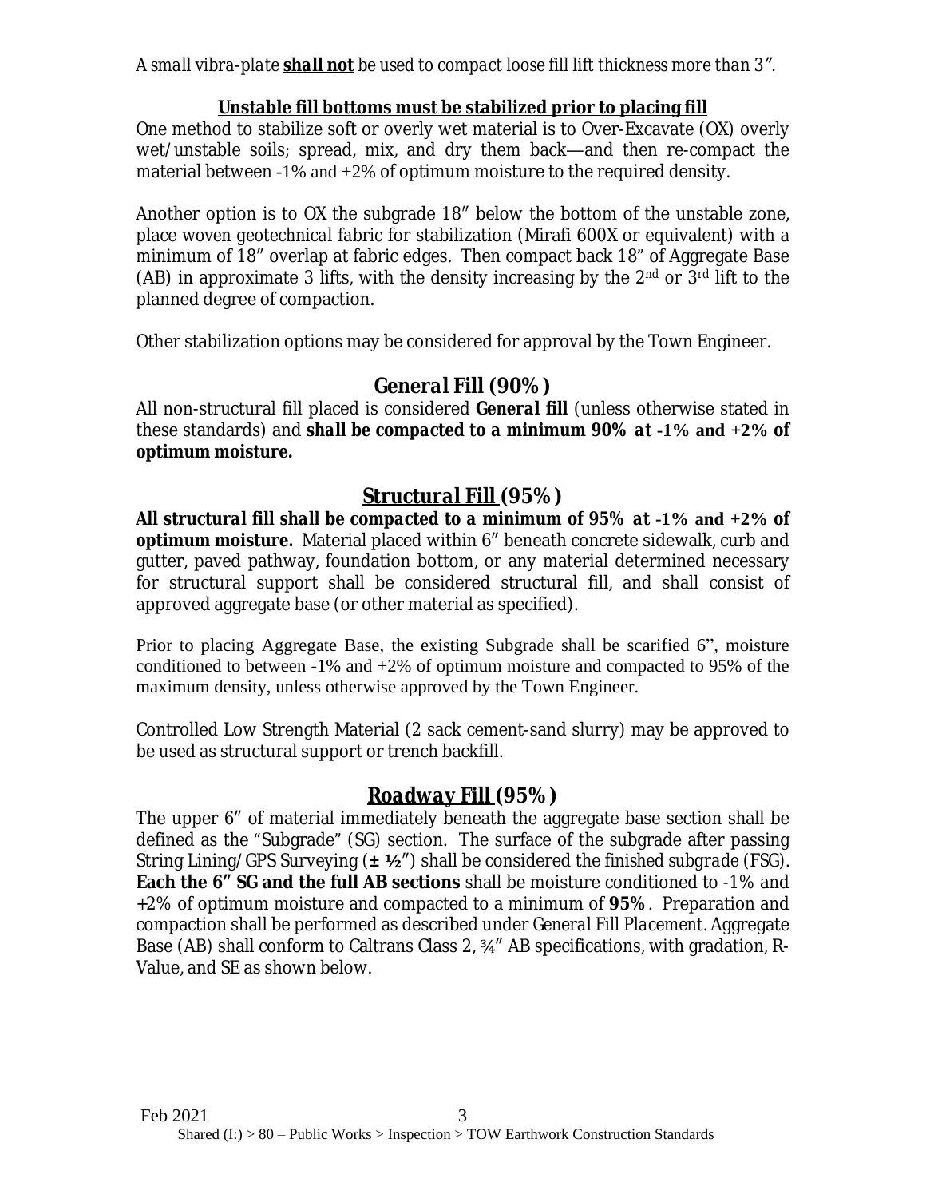*A small vibra-plate **shall not** be used to compact loose fill lift thickness more than 3″.*

**Unstable fill bottoms must be stabilized prior to placing fill**

One method to stabilize soft or overly wet material is to Over-Excavate (OX) overly wet/unstable soils; spread, mix, and dry them back—and then re-compact the material between -1% and +2% of optimum moisture to the required density.

Another option is to OX the subgrade 18″ below the bottom of the unstable zone, place woven geotechnical fabric for stabilization (Mirafi 600X or equivalent) with a minimum of 18″ overlap at fabric edges. Then compact back 18" of Aggregate Base (AB) in approximate 3 lifts, with the density increasing by the 2nd or 3rd lift to the planned degree of compaction.

Other stabilization options may be considered for approval by the Town Engineer.

## General Fill (90%)

All non-structural fill placed is considered **General fill** (unless otherwise stated in these standards) and **shall be compacted to a minimum 90% at -1% and +2% of optimum moisture.**

## Structural Fill (95%)

**All structural fill shall be compacted to a minimum of 95% at -1% and +2% of optimum moisture.** Material placed within 6″ beneath concrete sidewalk, curb and gutter, paved pathway, foundation bottom, or any material determined necessary for structural support shall be considered structural fill, and shall consist of approved aggregate base (or other material as specified).

Prior to placing Aggregate Base, the existing Subgrade shall be scarified 6", moisture conditioned to between -1% and +2% of optimum moisture and compacted to 95% of the maximum density, unless otherwise approved by the Town Engineer.

Controlled Low Strength Material (2 sack cement-sand slurry) may be approved to be used as structural support or trench backfill.

## Roadway Fill (95%)

The upper 6″ of material immediately beneath the aggregate base section shall be defined as the "Subgrade" (SG) section. The surface of the subgrade after passing String Lining/GPS Surveying (**± ½**″) shall be considered the *finished subgrade* (FSG). **Each the 6″ SG and the full AB sections** shall be moisture conditioned to -1% and +2% of optimum moisture and compacted to a minimum of **95%**. Preparation and compaction shall be performed as described under *General Fill Placement*. Aggregate Base (AB) shall conform to Caltrans Class 2, ¾″ AB specifications, with gradation, R-Value, and SE as shown below.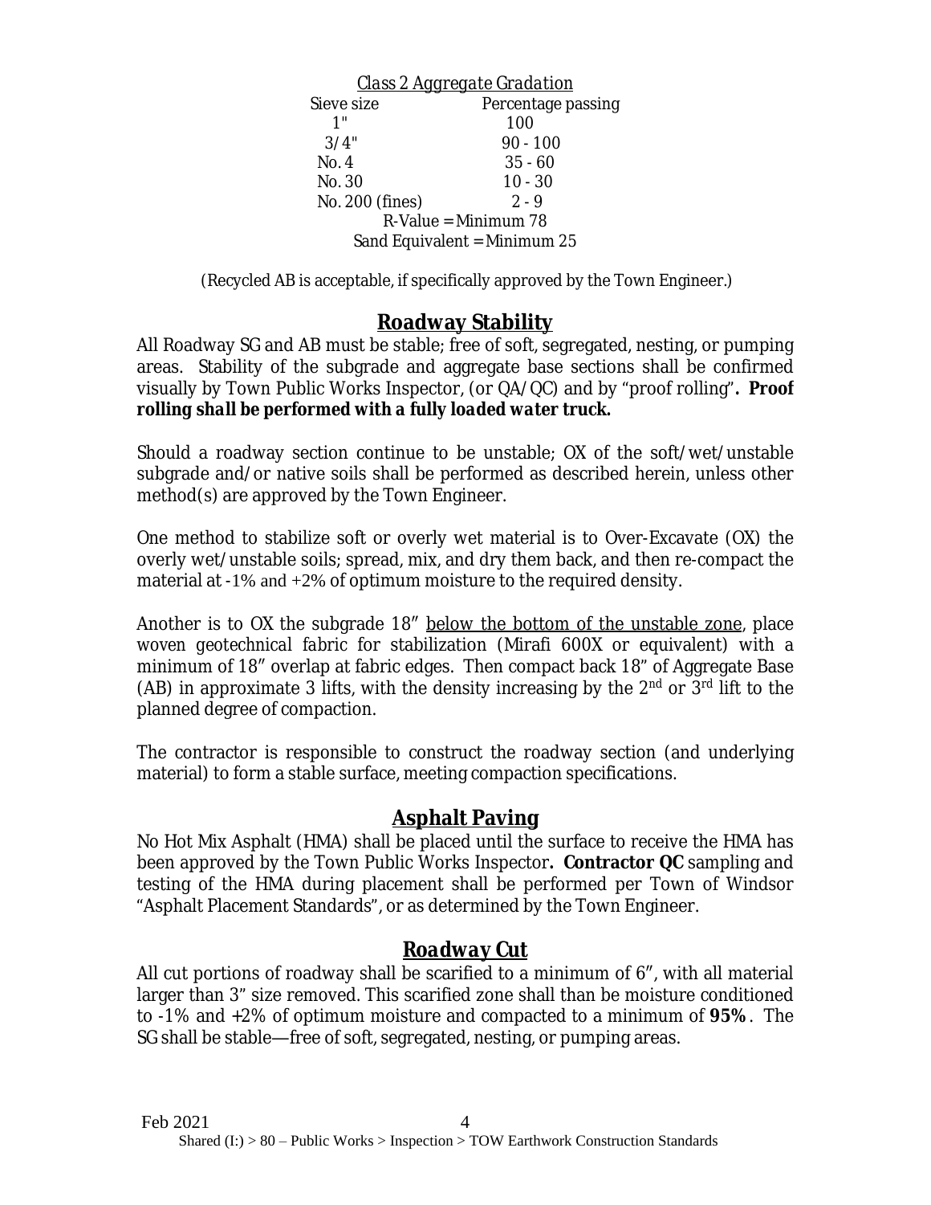*Class 2 Aggregate Gradation*

| Sieve size | Percentage passing |
|---|---|
| 1" | 100 |
| 3/4" | 90 - 100 |
| No. 4 | 35 - 60 |
| No. 30 | 10 - 30 |
| No. 200 (fines) | 2 - 9 |

R-Value = Minimum 78

Sand Equivalent = Minimum 25

(Recycled AB is acceptable, if specifically approved by the Town Engineer.)

## Roadway Stability

All Roadway SG and AB must be stable; free of soft, segregated, nesting, or pumping areas. Stability of the subgrade and aggregate base sections shall be confirmed visually by Town Public Works Inspector, (or QA/QC) and by "proof rolling". ***Proof rolling shall be performed with a fully loaded water truck.***

Should a roadway section continue to be unstable; OX of the soft/wet/unstable subgrade and/or native soils shall be performed as described herein, unless other method(s) are approved by the Town Engineer.

One method to stabilize soft or overly wet material is to Over-Excavate (OX) the overly wet/unstable soils; spread, mix, and dry them back, and then re-compact the material at -1% and +2% of optimum moisture to the required density.

Another is to OX the subgrade 18" <u>below the bottom of the unstable zone</u>, place woven geotechnical fabric for stabilization (Mirafi 600X or equivalent) with a minimum of 18" overlap at fabric edges. Then compact back 18" of Aggregate Base (AB) in approximate 3 lifts, with the density increasing by the 2nd or 3rd lift to the planned degree of compaction.

The contractor is responsible to construct the roadway section (and underlying material) to form a stable surface, meeting compaction specifications.

## Asphalt Paving

No Hot Mix Asphalt (HMA) shall be placed until the surface to receive the HMA has been approved by the Town Public Works Inspector**. Contractor QC** sampling and testing of the HMA during placement shall be performed per Town of Windsor "Asphalt Placement Standards", or as determined by the Town Engineer.

## Roadway Cut

All cut portions of roadway shall be scarified to a minimum of 6", with all material larger than 3" size removed. This scarified zone shall than be moisture conditioned to -1% and +2% of optimum moisture and compacted to a minimum of **95%**. The SG shall be stable—free of soft, segregated, nesting, or pumping areas.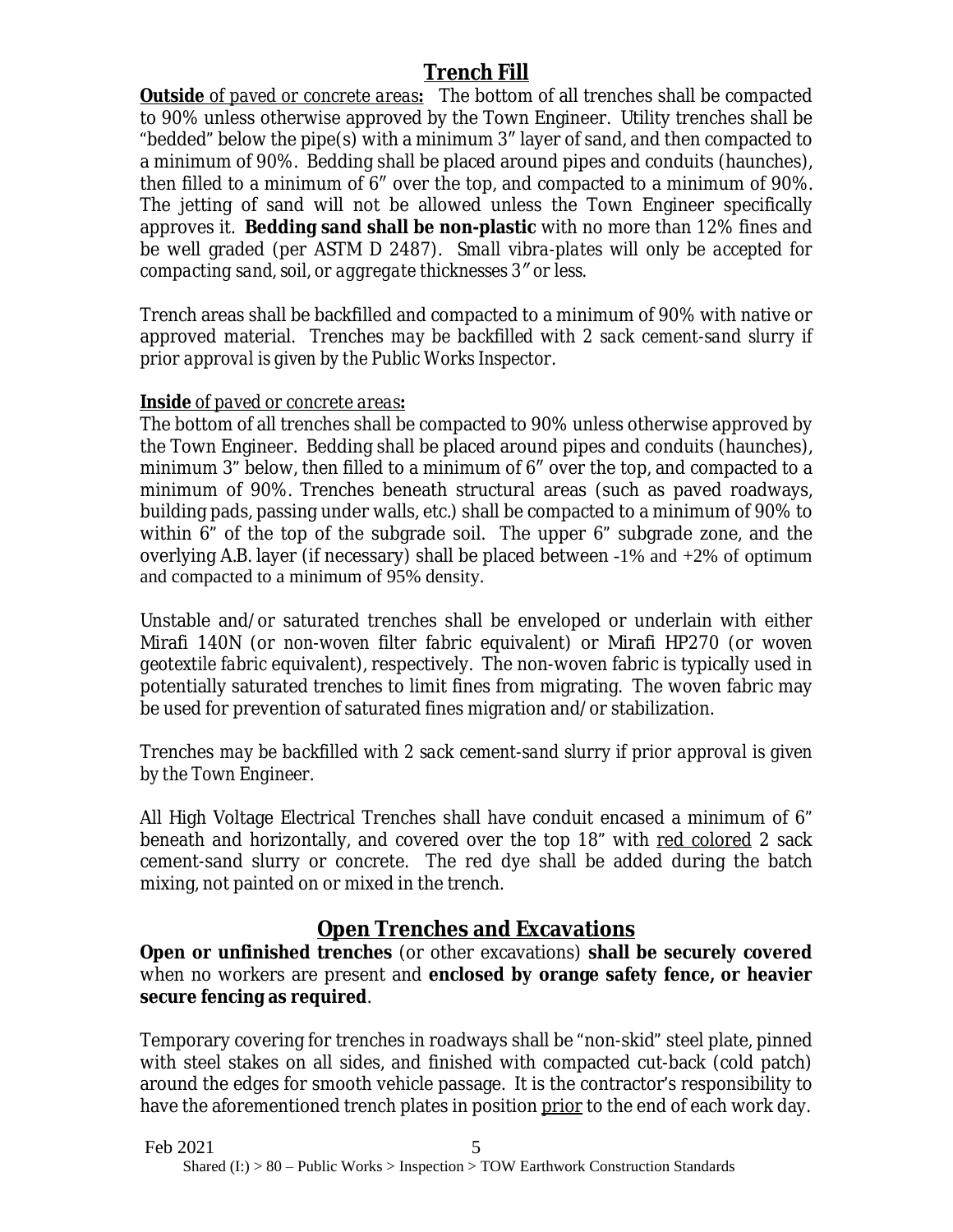## Trench Fill

***Outside** of paved or concrete areas***:** The bottom of all trenches shall be compacted to 90% unless otherwise approved by the Town Engineer. Utility trenches shall be "bedded" below the pipe(s) with a minimum 3" layer of sand, and then compacted to a minimum of 90%. Bedding shall be placed around pipes and conduits (haunches), then filled to a minimum of 6" over the top, and compacted to a minimum of 90%. The jetting of sand will not be allowed unless the Town Engineer specifically approves it. **Bedding sand shall be non-plastic** with no more than 12% fines and be well graded (per ASTM D 2487). *Small vibra-plates will only be accepted for compacting sand, soil, or aggregate thicknesses 3" or less.*

Trench areas shall be backfilled and compacted to a minimum of 90% with native or approved material. *Trenches may be backfilled with 2 sack cement-sand slurry if prior approval is given by the Public Works Inspector.*

***Inside** of paved or concrete areas***:**

The bottom of all trenches shall be compacted to 90% unless otherwise approved by the Town Engineer. Bedding shall be placed around pipes and conduits (haunches), minimum 3" below, then filled to a minimum of 6" over the top, and compacted to a minimum of 90%. Trenches beneath structural areas (such as paved roadways, building pads, passing under walls, etc.) shall be compacted to a minimum of 90% to within 6" of the top of the subgrade soil. The upper 6" subgrade zone, and the overlying A.B. layer (if necessary) shall be placed between -1% and +2% of optimum and compacted to a minimum of 95% density.

Unstable and/or saturated trenches shall be enveloped or underlain with either Mirafi 140N (or non-woven filter fabric equivalent) or Mirafi HP270 (or woven geotextile fabric equivalent), respectively. The non-woven fabric is typically used in potentially saturated trenches to limit fines from migrating. The woven fabric may be used for prevention of saturated fines migration and/or stabilization.

*Trenches may be backfilled with 2 sack cement-sand slurry if prior approval is given by the Town Engineer.*

All High Voltage Electrical Trenches shall have conduit encased a minimum of 6" beneath and horizontally, and covered over the top 18" with red colored 2 sack cement-sand slurry or concrete. The red dye shall be added during the batch mixing, not painted on or mixed in the trench.

## Open Trenches and Excavations

**Open or unfinished trenches** (or other excavations) **shall be securely covered** when no workers are present and **enclosed by orange safety fence, or heavier secure fencing as required**.

Temporary covering for trenches in roadways shall be "non-skid" steel plate, pinned with steel stakes on all sides, and finished with compacted cut-back (cold patch) around the edges for smooth vehicle passage. It is the contractor's responsibility to have the aforementioned trench plates in position prior to the end of each work day.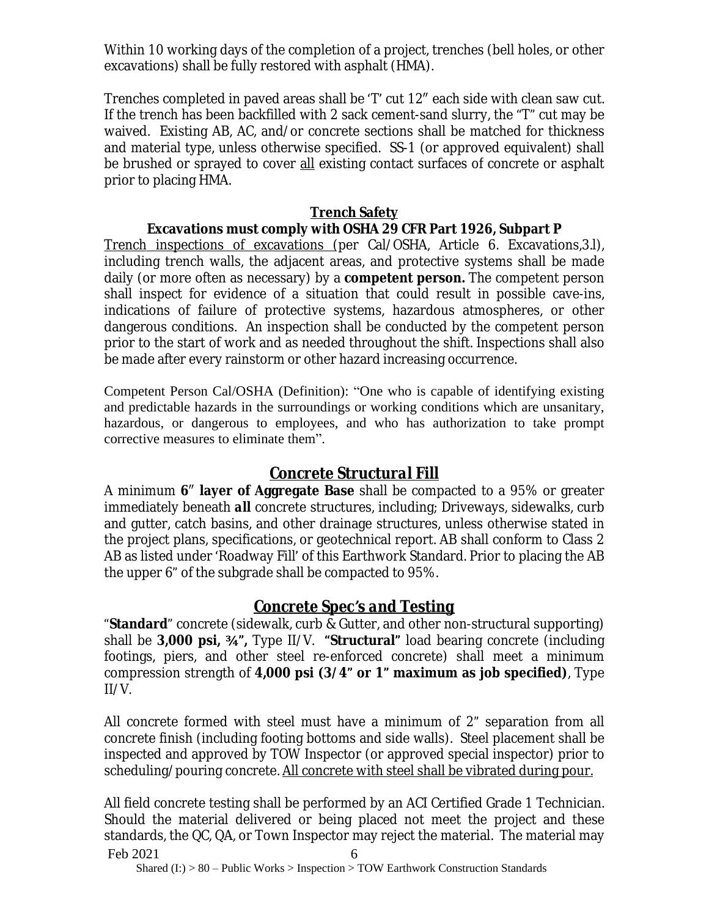Within 10 working days of the completion of a project, trenches (bell holes, or other excavations) shall be fully restored with asphalt (HMA).

Trenches completed in paved areas shall be 'T' cut 12" each side with clean saw cut. If the trench has been backfilled with 2 sack cement-sand slurry, the "T" cut may be waived. Existing AB, AC, and/or concrete sections shall be matched for thickness and material type, unless otherwise specified. SS-1 (or approved equivalent) shall be brushed or sprayed to cover <u>all</u> existing contact surfaces of concrete or asphalt prior to placing HMA.

## Trench Safety

**Excavations must comply with OSHA 29 CFR Part 1926, Subpart P**

<u>Trench inspections of excavations</u> (per Cal/OSHA, Article 6. Excavations,3.l), including trench walls, the adjacent areas, and protective systems shall be made daily (or more often as necessary) by a **competent person.** The competent person shall inspect for evidence of a situation that could result in possible cave-ins, indications of failure of protective systems, hazardous atmospheres, or other dangerous conditions. An inspection shall be conducted by the competent person prior to the start of work and as needed throughout the shift. Inspections shall also be made after every rainstorm or other hazard increasing occurrence.

Competent Person Cal/OSHA (Definition): "One who is capable of identifying existing and predictable hazards in the surroundings or working conditions which are unsanitary, hazardous, or dangerous to employees, and who has authorization to take prompt corrective measures to eliminate them".

## *Concrete Structural Fill*

A minimum **6" layer of Aggregate Base** shall be compacted to a 95% or greater immediately beneath **all** concrete structures, including; Driveways, sidewalks, curb and gutter, catch basins, and other drainage structures, unless otherwise stated in the project plans, specifications, or geotechnical report. AB shall conform to Class 2 AB as listed under 'Roadway Fill' of this Earthwork Standard. Prior to placing the AB the upper 6" of the subgrade shall be compacted to 95%.

## *Concrete Spec's and Testing*

"**Standard**" concrete (sidewalk, curb & Gutter, and other non-structural supporting) shall be **3,000 psi, ¾",** Type II/V. **"Structural"** load bearing concrete (including footings, piers, and other steel re-enforced concrete) shall meet a minimum compression strength of **4,000 psi (3/4" or 1" maximum as job specified)**, Type II/V.

All concrete formed with steel must have a minimum of 2" separation from all concrete finish (including footing bottoms and side walls). Steel placement shall be inspected and approved by TOW Inspector (or approved special inspector) prior to scheduling/pouring concrete. <u>All concrete with steel shall be vibrated during pour.</u>

All field concrete testing shall be performed by an ACI Certified Grade 1 Technician. Should the material delivered or being placed not meet the project and these standards, the QC, QA, or Town Inspector may reject the material. The material may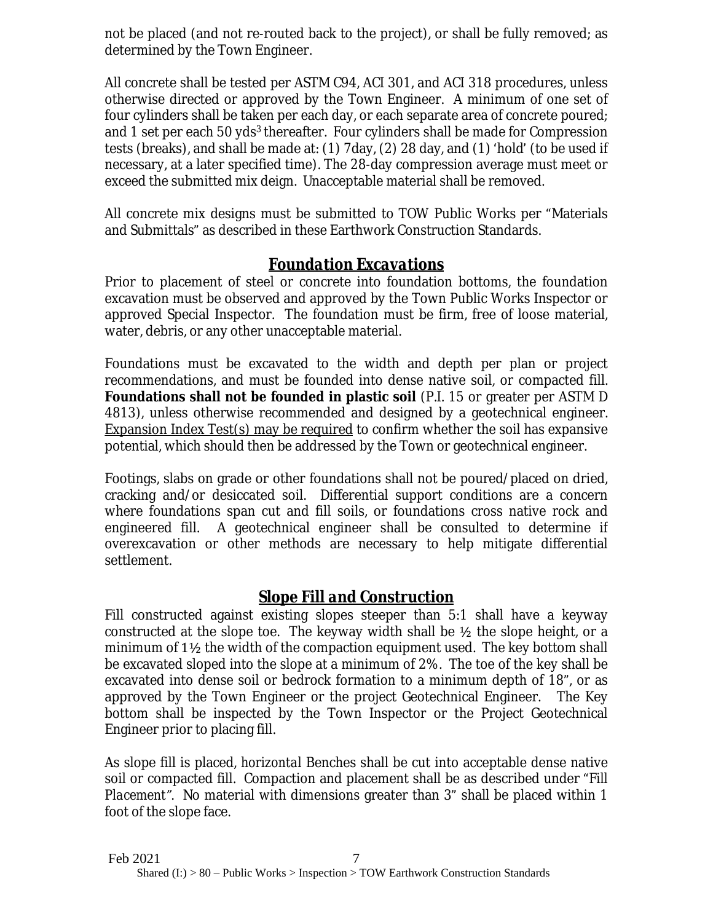not be placed (and not re-routed back to the project), or shall be fully removed; as determined by the Town Engineer.

All concrete shall be tested per ASTM C94, ACI 301, and ACI 318 procedures, unless otherwise directed or approved by the Town Engineer. A minimum of one set of four cylinders shall be taken per each day, or each separate area of concrete poured; and 1 set per each 50 $yds^3$ thereafter. Four cylinders shall be made for Compression tests (breaks), and shall be made at: (1) 7day, (2) 28 day, and (1) 'hold' (to be used if necessary, at a later specified time). The 28-day compression average must meet or exceed the submitted mix deign. Unacceptable material shall be removed.

All concrete mix designs must be submitted to TOW Public Works per "Materials and Submittals" as described in these Earthwork Construction Standards.

## *Foundation Excavations*

Prior to placement of steel or concrete into foundation bottoms, the foundation excavation must be observed and approved by the Town Public Works Inspector or approved Special Inspector. The foundation must be firm, free of loose material, water, debris, or any other unacceptable material.

Foundations must be excavated to the width and depth per plan or project recommendations, and must be founded into dense native soil, or compacted fill. **Foundations shall not be founded in plastic soil** (P.I. 15 or greater per ASTM D 4813), unless otherwise recommended and designed by a geotechnical engineer. <u>Expansion Index Test(s) may be required</u> to confirm whether the soil has expansive potential, which should then be addressed by the Town or geotechnical engineer.

Footings, slabs on grade or other foundations shall not be poured/placed on dried, cracking and/or desiccated soil. Differential support conditions are a concern where foundations span cut and fill soils, or foundations cross native rock and engineered fill. A geotechnical engineer shall be consulted to determine if overexcavation or other methods are necessary to help mitigate differential settlement.

## *Slope Fill and Construction*

Fill constructed against existing slopes steeper than 5:1 shall have a keyway constructed at the slope toe. The keyway width shall be ½ the slope height, or a minimum of 1½ the width of the compaction equipment used. The key bottom shall be excavated sloped into the slope at a minimum of 2%. The toe of the key shall be excavated into dense soil or bedrock formation to a minimum depth of 18", or as approved by the Town Engineer or the project Geotechnical Engineer. The Key bottom shall be inspected by the Town Inspector or the Project Geotechnical Engineer prior to placing fill.

As slope fill is placed, horizontal Benches shall be cut into acceptable dense native soil or compacted fill. Compaction and placement shall be as described under "Fill Placement". No material with dimensions greater than 3" shall be placed within 1 foot of the slope face.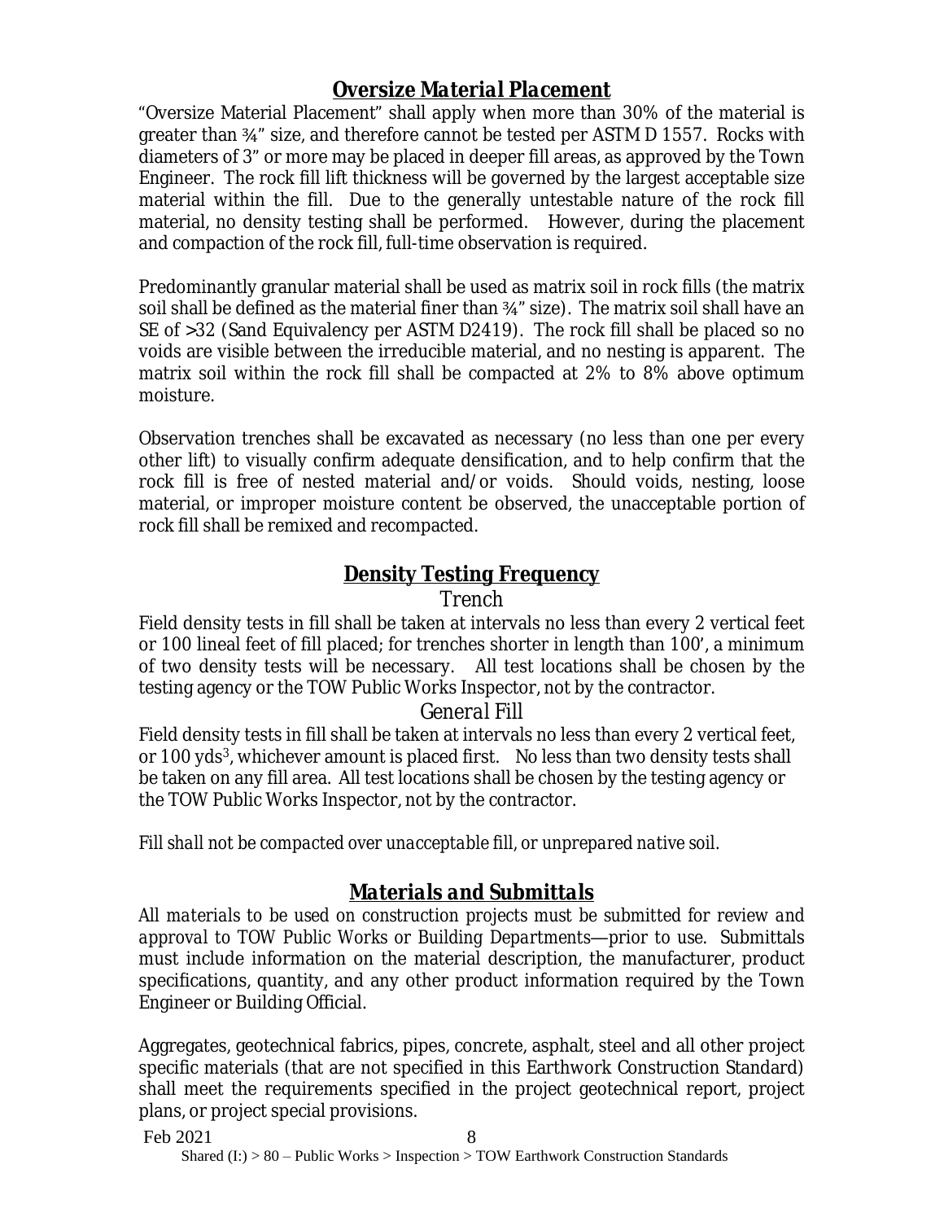## ***Oversize Material Placement***

"Oversize Material Placement" shall apply when more than 30% of the material is greater than ¾" size, and therefore cannot be tested per ASTM D 1557. Rocks with diameters of 3" or more may be placed in deeper fill areas, as approved by the Town Engineer. The rock fill lift thickness will be governed by the largest acceptable size material within the fill. Due to the generally untestable nature of the rock fill material, no density testing shall be performed. However, during the placement and compaction of the rock fill, full-time observation is required.

Predominantly granular material shall be used as matrix soil in rock fills (the matrix soil shall be defined as the material finer than ¾" size). The matrix soil shall have an SE of >32 (Sand Equivalency per ASTM D2419). The rock fill shall be placed so no voids are visible between the irreducible material, and no nesting is apparent. The matrix soil within the rock fill shall be compacted at 2% to 8% above optimum moisture.

Observation trenches shall be excavated as necessary (no less than one per every other lift) to visually confirm adequate densification, and to help confirm that the rock fill is free of nested material and/or voids. Should voids, nesting, loose material, or improper moisture content be observed, the unacceptable portion of rock fill shall be remixed and recompacted.

## **Density Testing Frequency**

### Trench

Field density tests in fill shall be taken at intervals no less than every 2 vertical feet or 100 lineal feet of fill placed; for trenches shorter in length than 100', a minimum of two density tests will be necessary. All test locations shall be chosen by the testing agency or the TOW Public Works Inspector, not by the contractor.

### General Fill

Field density tests in fill shall be taken at intervals no less than every 2 vertical feet, or 100 yds$^3$, whichever amount is placed first. No less than two density tests shall be taken on any fill area. All test locations shall be chosen by the testing agency or the TOW Public Works Inspector, not by the contractor.

*Fill shall not be compacted over unacceptable fill, or unprepared native soil.*

## ***Materials and Submittals***

*All materials to be used on construction projects must be submitted for review and approval to TOW Public Works or Building Departments—prior to use.* Submittals must include information on the material description, the manufacturer, product specifications, quantity, and any other product information required by the Town Engineer or Building Official.

Aggregates, geotechnical fabrics, pipes, concrete, asphalt, steel and all other project specific materials (that are not specified in this Earthwork Construction Standard) shall meet the requirements specified in the project geotechnical report, project plans, or project special provisions.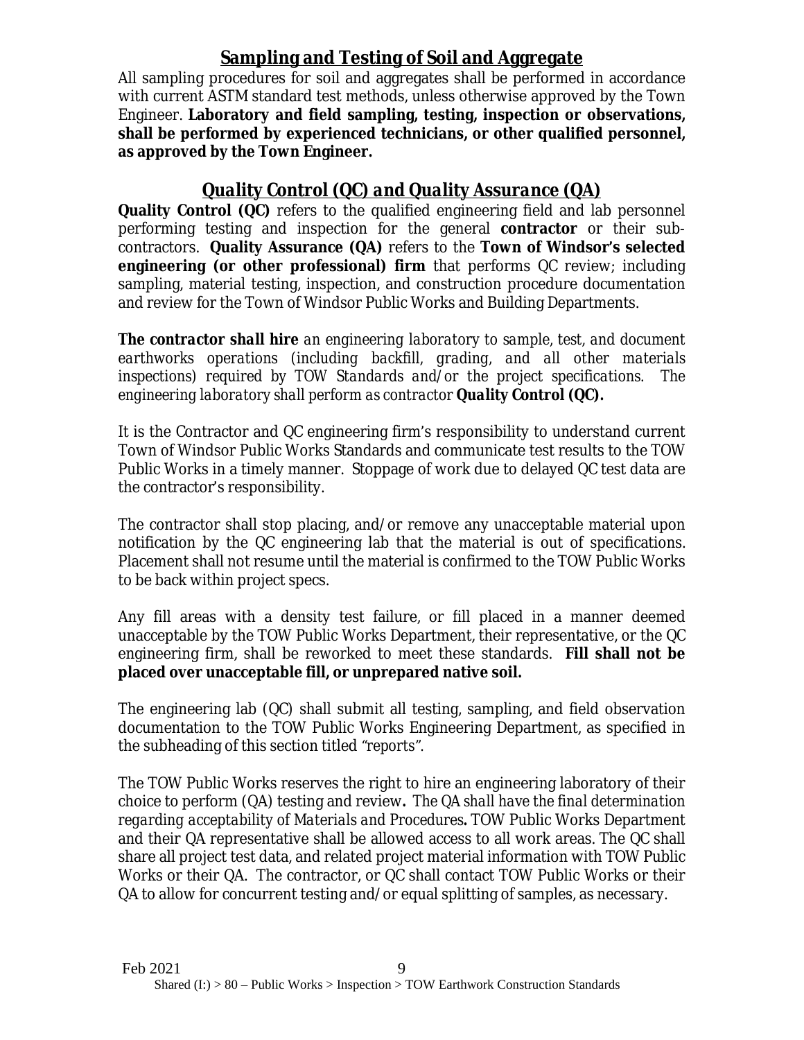## Sampling and Testing of Soil and Aggregate

All sampling procedures for soil and aggregates shall be performed in accordance with current ASTM standard test methods, unless otherwise approved by the Town Engineer. **Laboratory and field sampling, testing, inspection or observations, shall be performed by experienced technicians, or other qualified personnel, as approved by the Town Engineer.**

## *Quality Control (QC) and Quality Assurance (QA)*

**Quality Control (QC)** refers to the qualified engineering field and lab personnel performing testing and inspection for the general **contractor** or their sub-contractors. **Quality Assurance (QA)** refers to the **Town of Windsor's selected engineering (or other professional) firm** that performs QC review; including sampling, material testing, inspection, and construction procedure documentation and review for the Town of Windsor Public Works and Building Departments.

***The contractor shall hire*** *an engineering laboratory to sample, test, and document earthworks operations (including backfill, grading, and all other materials inspections) required by TOW Standards and/or the project specifications. The engineering laboratory shall perform as contractor* ***Quality Control (QC).***

It is the Contractor and QC engineering firm's responsibility to understand current Town of Windsor Public Works Standards and communicate test results to the TOW Public Works in a timely manner. Stoppage of work due to delayed QC test data are the contractor's responsibility.

The contractor shall stop placing, and/or remove any unacceptable material upon notification by the QC engineering lab that the material is out of specifications. Placement shall not resume until the material is confirmed to the TOW Public Works to be back within project specs.

Any fill areas with a density test failure, or fill placed in a manner deemed unacceptable by the TOW Public Works Department, their representative, or the QC engineering firm, shall be reworked to meet these standards. **Fill shall not be placed over unacceptable fill, or unprepared native soil.**

The engineering lab (QC) shall submit all testing, sampling, and field observation documentation to the TOW Public Works Engineering Department, as specified in the subheading of this section titled "reports".

The TOW Public Works reserves the right to hire an engineering laboratory of their choice to perform (QA) testing and review**.** *The QA shall have the final determination regarding acceptability of Materials and Procedures***.** TOW Public Works Department and their QA representative shall be allowed access to all work areas. The QC shall share all project test data, and related project material information with TOW Public Works or their QA. The contractor, or QC shall contact TOW Public Works or their QA to allow for concurrent testing and/or equal splitting of samples, as necessary.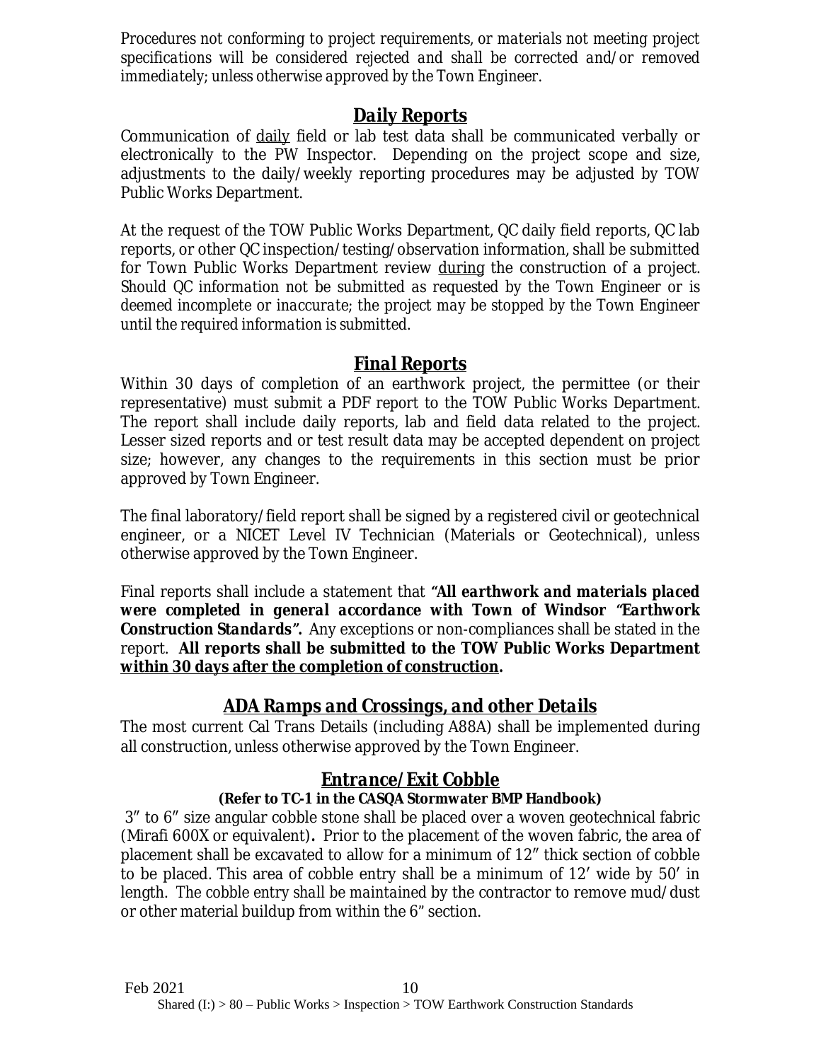*Procedures not conforming to project requirements, or materials not meeting project specifications will be considered rejected and shall be corrected and/or removed immediately; unless otherwise approved by the Town Engineer.*

## ***Daily Reports***

Communication of daily field or lab test data shall be communicated verbally or electronically to the PW Inspector. Depending on the project scope and size, adjustments to the daily/weekly reporting procedures may be adjusted by TOW Public Works Department.

At the request of the TOW Public Works Department, QC daily field reports, QC lab reports, or other QC inspection/testing/observation information, shall be submitted for Town Public Works Department review during the construction of a project. *Should QC information not be submitted as requested by the Town Engineer or is deemed incomplete or inaccurate; the project may be stopped by the Town Engineer until the required information is submitted.*

## ***Final Reports***

Within 30 days of completion of an earthwork project, the permittee (or their representative) must submit a PDF report to the TOW Public Works Department. The report shall include daily reports, lab and field data related to the project. Lesser sized reports and or test result data may be accepted dependent on project size; however, any changes to the requirements in this section must be prior approved by Town Engineer.

The final laboratory/field report shall be signed by a registered civil or geotechnical engineer, or a NICET Level IV Technician (Materials or Geotechnical), unless otherwise approved by the Town Engineer.

Final reports shall include a statement that ***"All earthwork and materials placed were completed in general accordance with Town of Windsor "Earthwork Construction Standards".*** Any exceptions or non-compliances shall be stated in the report. **All reports shall be submitted to the TOW Public Works Department <u>within 30 days after the completion of construction</u>.**

## ***ADA Ramps and Crossings, and other Details***

The most current Cal Trans Details (including A88A) shall be implemented during all construction, unless otherwise approved by the Town Engineer.

## ***Entrance/Exit Cobble***

**(Refer to TC-1 in the CASQA Stormwater BMP Handbook)**

3" to 6" size angular cobble stone shall be placed over a woven geotechnical fabric (Mirafi 600X or equivalent)**.** Prior to the placement of the woven fabric, the area of placement shall be excavated to allow for a minimum of 12" thick section of cobble to be placed. This area of cobble entry shall be a minimum of 12' wide by 50' in length. *The cobble entry shall be maintained by the contractor to remove mud/dust or other material buildup from within the 6" section.*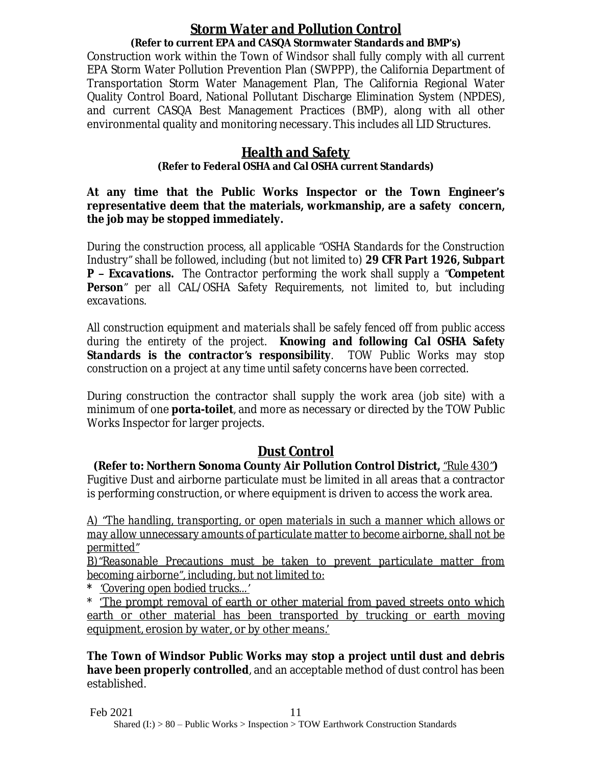## <u>Storm Water and Pollution Control</u>

**(Refer to current EPA and CASQA Stormwater Standards and BMP's)**

Construction work within the Town of Windsor shall fully comply with all current EPA Storm Water Pollution Prevention Plan (SWPPP), the California Department of Transportation Storm Water Management Plan, The California Regional Water Quality Control Board, National Pollutant Discharge Elimination System (NPDES), and current CASQA Best Management Practices (BMP), along with all other environmental quality and monitoring necessary. This includes all LID Structures.

## <u>Health and Safety</u>

**(Refer to Federal OSHA and Cal OSHA current Standards)**

**At any time that the Public Works Inspector or the Town Engineer's representative deem that the materials, workmanship, are a safety concern, the job may be stopped immediately.**

*During the construction process, all applicable "OSHA Standards for the Construction Industry" shall be followed, including (but not limited to)* ***29 CFR Part 1926, Subpart P – Excavations.*** *The Contractor performing the work shall supply a "****Competent Person****" per all CAL/OSHA Safety Requirements, not limited to, but including excavations.*

*All construction equipment and materials shall be safely fenced off from public access during the entirety of the project.* ***Knowing and following Cal OSHA Safety Standards is the contractor's responsibility****. TOW Public Works may stop construction on a project at any time until safety concerns have been corrected.*

During construction the contractor shall supply the work area (job site) with a minimum of one **porta-toilet**, and more as necessary or directed by the TOW Public Works Inspector for larger projects.

## <u>Dust Control</u>

**(Refer to: Northern Sonoma County Air Pollution Control District,** *<u>"Rule 430"</u>***)**

Fugitive Dust and airborne particulate must be limited in all areas that a contractor is performing construction, or where equipment is driven to access the work area.

<u>*A) "The handling, transporting, or open materials in such a manner which allows or may allow unnecessary amounts of particulate matter to become airborne, shall not be permitted"*</u>

<u>*B) "Reasonable Precautions must be taken to prevent particulate matter from becoming airborne", including, but not limited to:*</u>

\* <u>*'Covering open bodied trucks…'*</u>

\* <u>*'The prompt removal of earth or other material from paved streets onto which earth or other material has been transported by trucking or earth moving equipment, erosion by water, or by other means.'*</u>

**The Town of Windsor Public Works may stop a project until dust and debris have been properly controlled**, and an acceptable method of dust control has been established.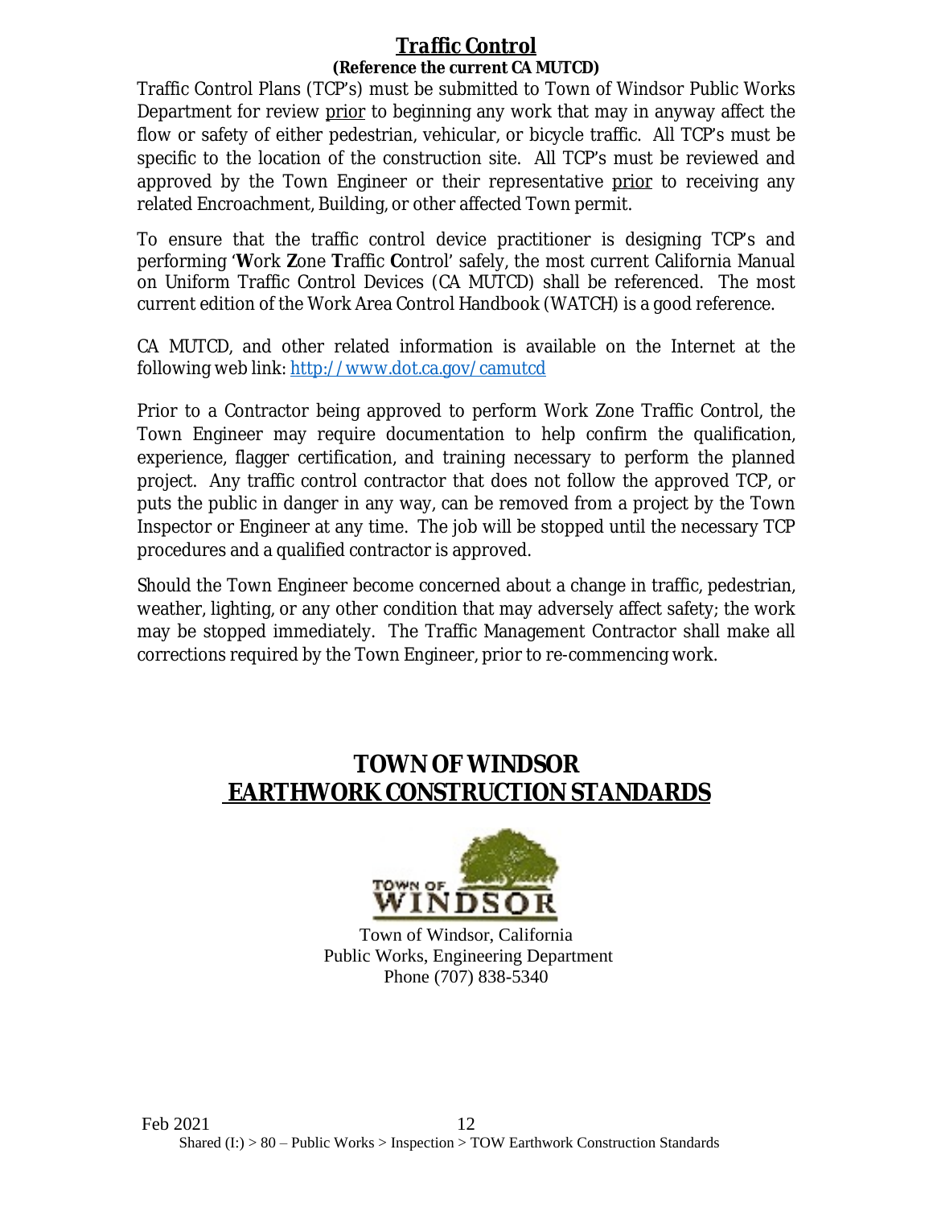## Traffic Control

**(Reference the current CA MUTCD)**

Traffic Control Plans (TCP's) must be submitted to Town of Windsor Public Works Department for review prior to beginning any work that may in anyway affect the flow or safety of either pedestrian, vehicular, or bicycle traffic. All TCP's must be specific to the location of the construction site. All TCP's must be reviewed and approved by the Town Engineer or their representative prior to receiving any related Encroachment, Building, or other affected Town permit.

To ensure that the traffic control device practitioner is designing TCP's and performing '**W**ork **Z**one **T**raffic **C**ontrol' safely, the most current California Manual on Uniform Traffic Control Devices (CA MUTCD) shall be referenced. The most current edition of the Work Area Control Handbook (WATCH) is a good reference.

CA MUTCD, and other related information is available on the Internet at the following web link: http://www.dot.ca.gov/camutcd

Prior to a Contractor being approved to perform Work Zone Traffic Control, the Town Engineer may require documentation to help confirm the qualification, experience, flagger certification, and training necessary to perform the planned project. Any traffic control contractor that does not follow the approved TCP, or puts the public in danger in any way, can be removed from a project by the Town Inspector or Engineer at any time. The job will be stopped until the necessary TCP procedures and a qualified contractor is approved.

Should the Town Engineer become concerned about a change in traffic, pedestrian, weather, lighting, or any other condition that may adversely affect safety; the work may be stopped immediately. The Traffic Management Contractor shall make all corrections required by the Town Engineer, prior to re-commencing work.

# TOWN OF WINDSOR
# EARTHWORK CONSTRUCTION STANDARDS

TOWN OF WINDSOR

Town of Windsor, California
Public Works, Engineering Department
Phone (707) 838-5340